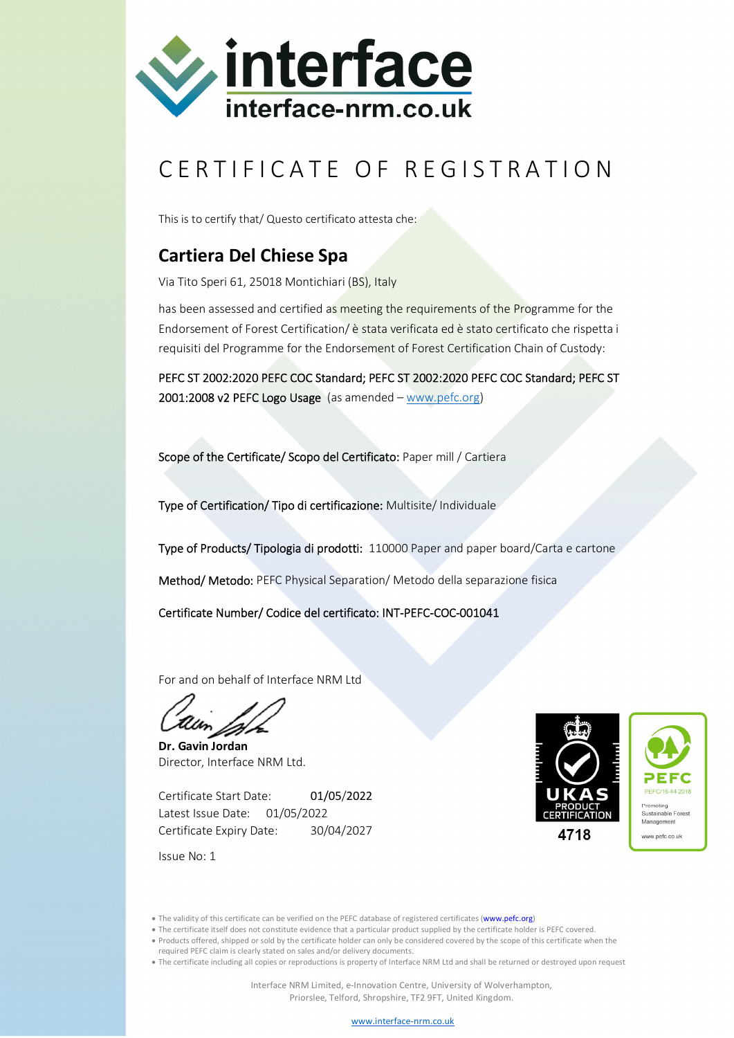interface

interface-nrm.co.uk

# CERTIFICATE OF REGISTRATION

This is to certify that/ Questo certificato attesta che:

## Cartiera Del Chiese Spa

Via Tito Speri 61, 25018 Montichiari (BS), Italy

has been assessed and certified as meeting the requirements of the Programme for the Endorsement of Forest Certification/ è stata verificata ed è stato certificato che rispetta i requisiti del Programme for the Endorsement of Forest Certification Chain of Custody:

PEFC ST 2002:2020 PEFC COC Standard; PEFC ST 2002:2020 PEFC COC Standard; PEFC ST 2001:2008 v2 PEFC Logo Usage (as amended – www.pefc.org)

Scope of the Certificate/ Scopo del Certificato: Paper mill / Cartiera

Type of Certification/ Tipo di certificazione: Multisite/ Individuale

Type of Products/ Tipologia di prodotti: 110000 Paper and paper board/Carta e cartone

Method/ Metodo: PEFC Physical Separation/ Metodo della separazione fisica

Certificate Number/ Codice del certificato: INT-PEFC-COC-001041

For and on behalf of Interface NRM Ltd

**Dr. Gavin Jordan**
Director, Interface NRM Ltd.

Certificate Start Date: 01/05/2022
Latest Issue Date: 01/05/2022
Certificate Expiry Date: 30/04/2027

Issue No: 1

UKAS PRODUCT CERTIFICATION 4718

PEFC PEFC/16-44-2018 Promoting Sustainable Forest Management www.pefc.co.uk

- The validity of this certificate can be verified on the PEFC database of registered certificates (www.pefc.org)
- The certificate itself does not constitute evidence that a particular product supplied by the certificate holder is PEFC covered.
- Products offered, shipped or sold by the certificate holder can only be considered covered by the scope of this certificate when the required PEFC claim is clearly stated on sales and/or delivery documents.
- The certificate including all copies or reproductions is property of Interface NRM Ltd and shall be returned or destroyed upon request

Interface NRM Limited, e-Innovation Centre, University of Wolverhampton, Priorslee, Telford, Shropshire, TF2 9FT, United Kingdom.

www.interface-nrm.co.uk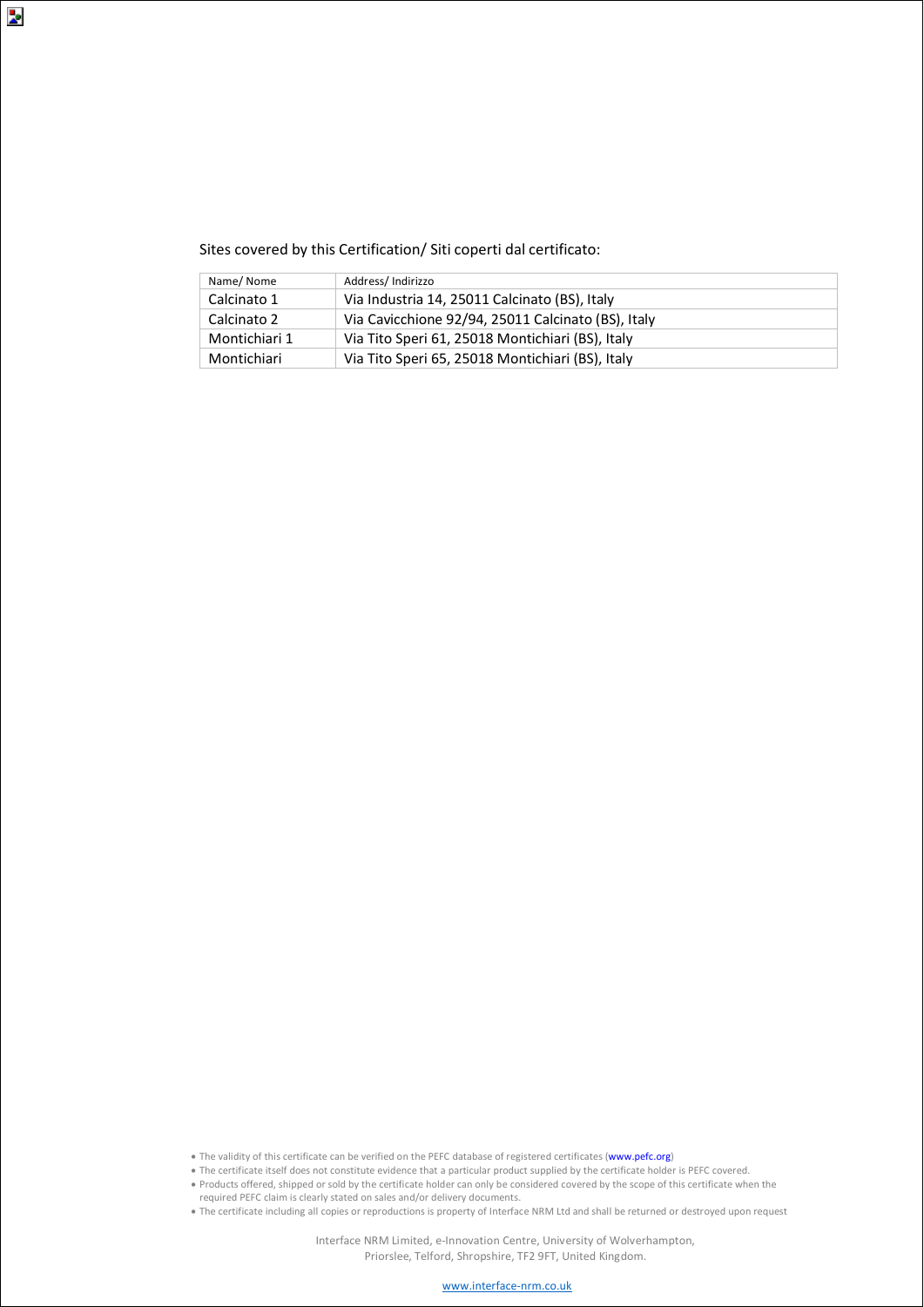Sites covered by this Certification/ Siti coperti dal certificato:

| Name/ Nome | Address/ Indirizzo |
| --- | --- |
| Calcinato 1 | Via Industria 14, 25011 Calcinato (BS), Italy |
| Calcinato 2 | Via Cavicchione 92/94, 25011 Calcinato (BS), Italy |
| Montichiari 1 | Via Tito Speri 61, 25018 Montichiari (BS), Italy |
| Montichiari | Via Tito Speri 65, 25018 Montichiari (BS), Italy |

- The validity of this certificate can be verified on the PEFC database of registered certificates (www.pefc.org)
- The certificate itself does not constitute evidence that a particular product supplied by the certificate holder is PEFC covered.
- Products offered, shipped or sold by the certificate holder can only be considered covered by the scope of this certificate when the required PEFC claim is clearly stated on sales and/or delivery documents.
- The certificate including all copies or reproductions is property of Interface NRM Ltd and shall be returned or destroyed upon request

Interface NRM Limited, e-Innovation Centre, University of Wolverhampton,
Priorslee, Telford, Shropshire, TF2 9FT, United Kingdom.

www.interface-nrm.co.uk